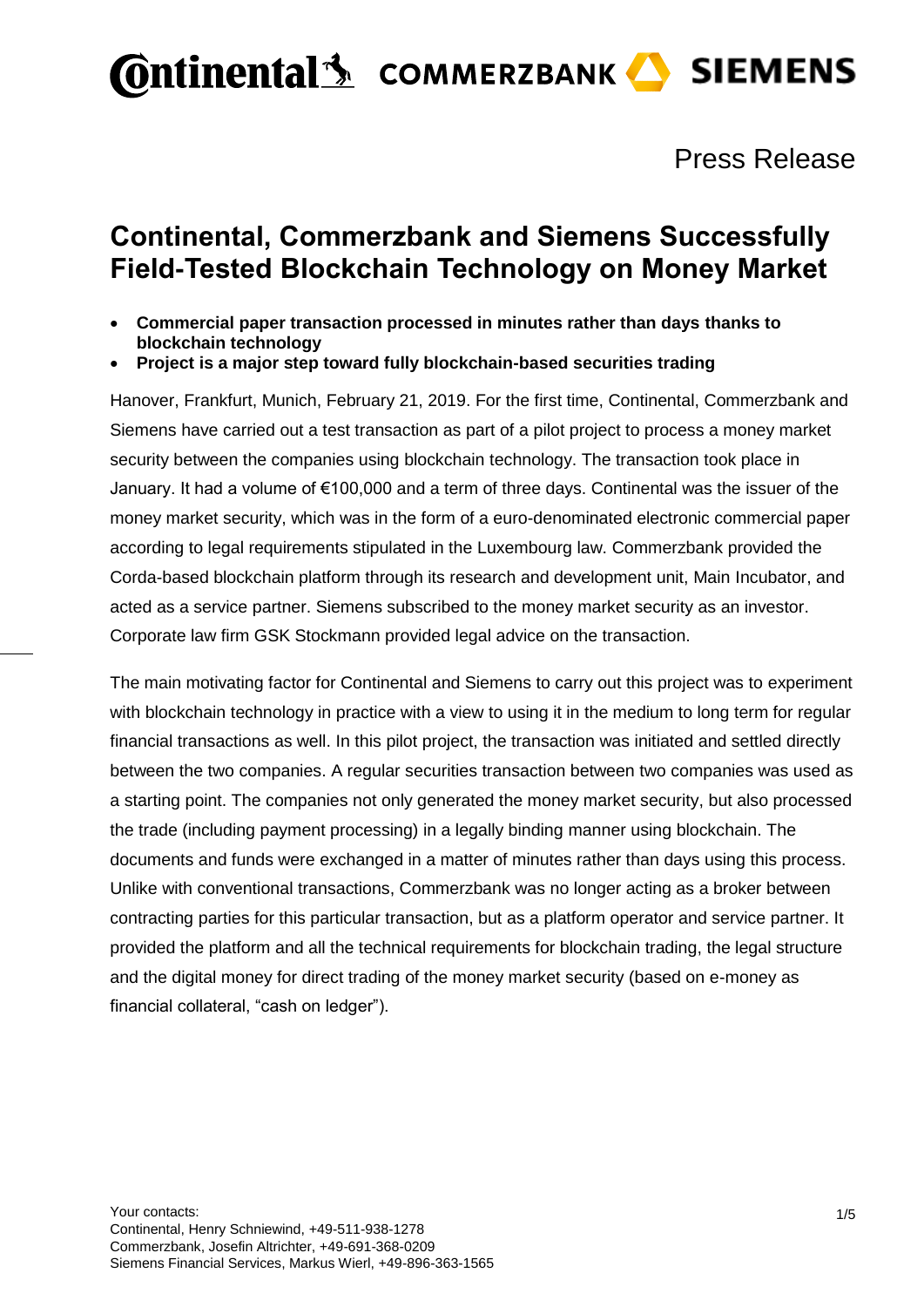Press Release

# Continental, Commerzbank and Siemens Successfully Field-Tested Blockchain Technology on Money Market

- **Commercial paper transaction processed in minutes rather than days thanks to blockchain technology**
- **Project is a major step toward fully blockchain-based securities trading**

Hanover, Frankfurt, Munich, February 21, 2019. For the first time, Continental, Commerzbank and Siemens have carried out a test transaction as part of a pilot project to process a money market security between the companies using blockchain technology. The transaction took place in January. It had a volume of €100,000 and a term of three days. Continental was the issuer of the money market security, which was in the form of a euro-denominated electronic commercial paper according to legal requirements stipulated in the Luxembourg law. Commerzbank provided the Corda-based blockchain platform through its research and development unit, Main Incubator, and acted as a service partner. Siemens subscribed to the money market security as an investor. Corporate law firm GSK Stockmann provided legal advice on the transaction.

The main motivating factor for Continental and Siemens to carry out this project was to experiment with blockchain technology in practice with a view to using it in the medium to long term for regular financial transactions as well. In this pilot project, the transaction was initiated and settled directly between the two companies. A regular securities transaction between two companies was used as a starting point. The companies not only generated the money market security, but also processed the trade (including payment processing) in a legally binding manner using blockchain. The documents and funds were exchanged in a matter of minutes rather than days using this process. Unlike with conventional transactions, Commerzbank was no longer acting as a broker between contracting parties for this particular transaction, but as a platform operator and service partner. It provided the platform and all the technical requirements for blockchain trading, the legal structure and the digital money for direct trading of the money market security (based on e-money as financial collateral, "cash on ledger").

Your contacts:
Continental, Henry Schniewind, +49-511-938-1278
Commerzbank, Josefin Altrichter, +49-691-368-0209
Siemens Financial Services, Markus Wierl, +49-896-363-1565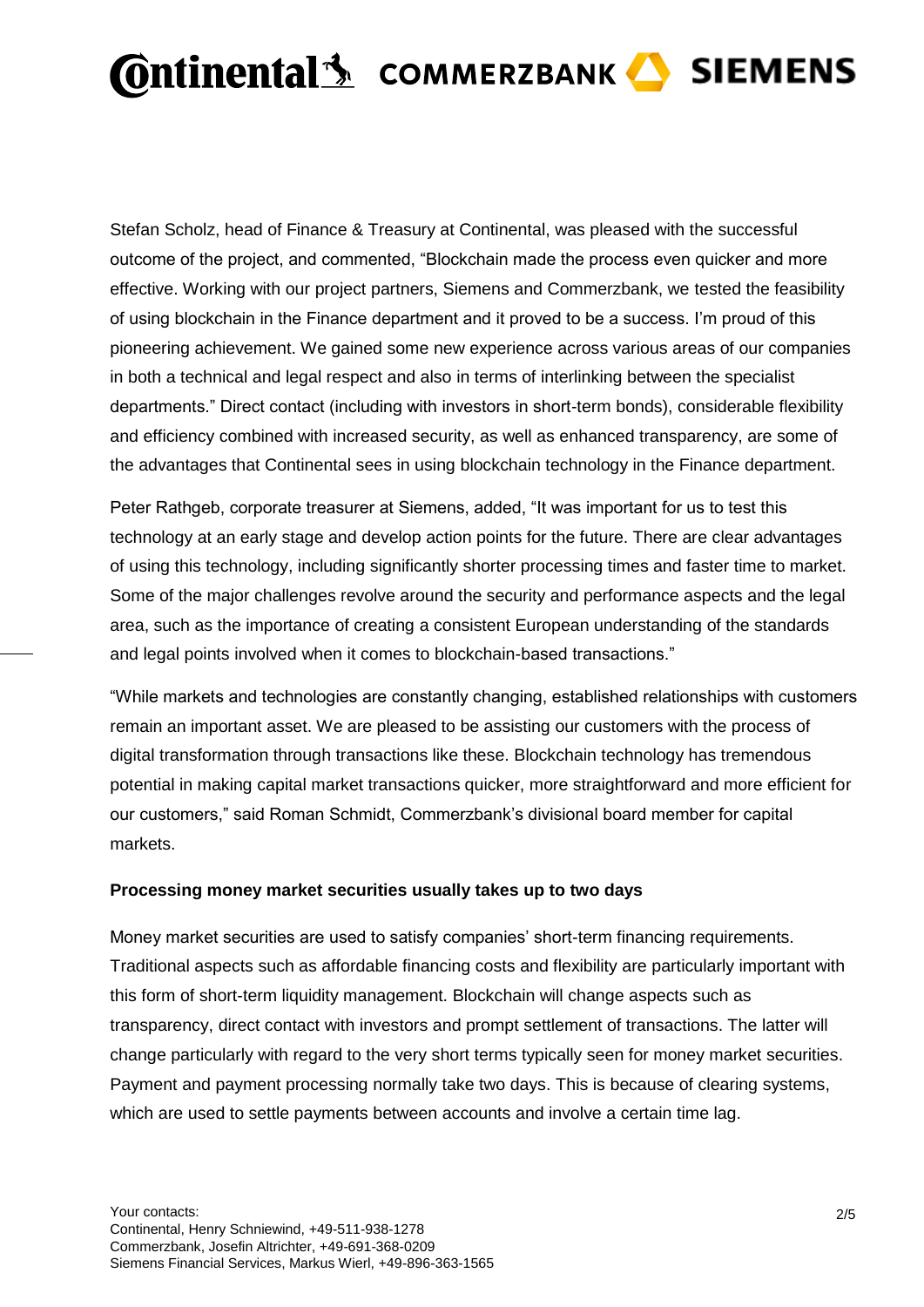Stefan Scholz, head of Finance & Treasury at Continental, was pleased with the successful outcome of the project, and commented, “Blockchain made the process even quicker and more effective. Working with our project partners, Siemens and Commerzbank, we tested the feasibility of using blockchain in the Finance department and it proved to be a success. I’m proud of this pioneering achievement. We gained some new experience across various areas of our companies in both a technical and legal respect and also in terms of interlinking between the specialist departments.” Direct contact (including with investors in short-term bonds), considerable flexibility and efficiency combined with increased security, as well as enhanced transparency, are some of the advantages that Continental sees in using blockchain technology in the Finance department.

Peter Rathgeb, corporate treasurer at Siemens, added, “It was important for us to test this technology at an early stage and develop action points for the future. There are clear advantages of using this technology, including significantly shorter processing times and faster time to market. Some of the major challenges revolve around the security and performance aspects and the legal area, such as the importance of creating a consistent European understanding of the standards and legal points involved when it comes to blockchain-based transactions.”

“While markets and technologies are constantly changing, established relationships with customers remain an important asset. We are pleased to be assisting our customers with the process of digital transformation through transactions like these. Blockchain technology has tremendous potential in making capital market transactions quicker, more straightforward and more efficient for our customers,” said Roman Schmidt, Commerzbank’s divisional board member for capital markets.

**Processing money market securities usually takes up to two days**

Money market securities are used to satisfy companies’ short-term financing requirements. Traditional aspects such as affordable financing costs and flexibility are particularly important with this form of short-term liquidity management. Blockchain will change aspects such as transparency, direct contact with investors and prompt settlement of transactions. The latter will change particularly with regard to the very short terms typically seen for money market securities. Payment and payment processing normally take two days. This is because of clearing systems, which are used to settle payments between accounts and involve a certain time lag.

Your contacts:
Continental, Henry Schniewind, +49-511-938-1278
Commerzbank, Josefin Altrichter, +49-691-368-0209
Siemens Financial Services, Markus Wierl, +49-896-363-1565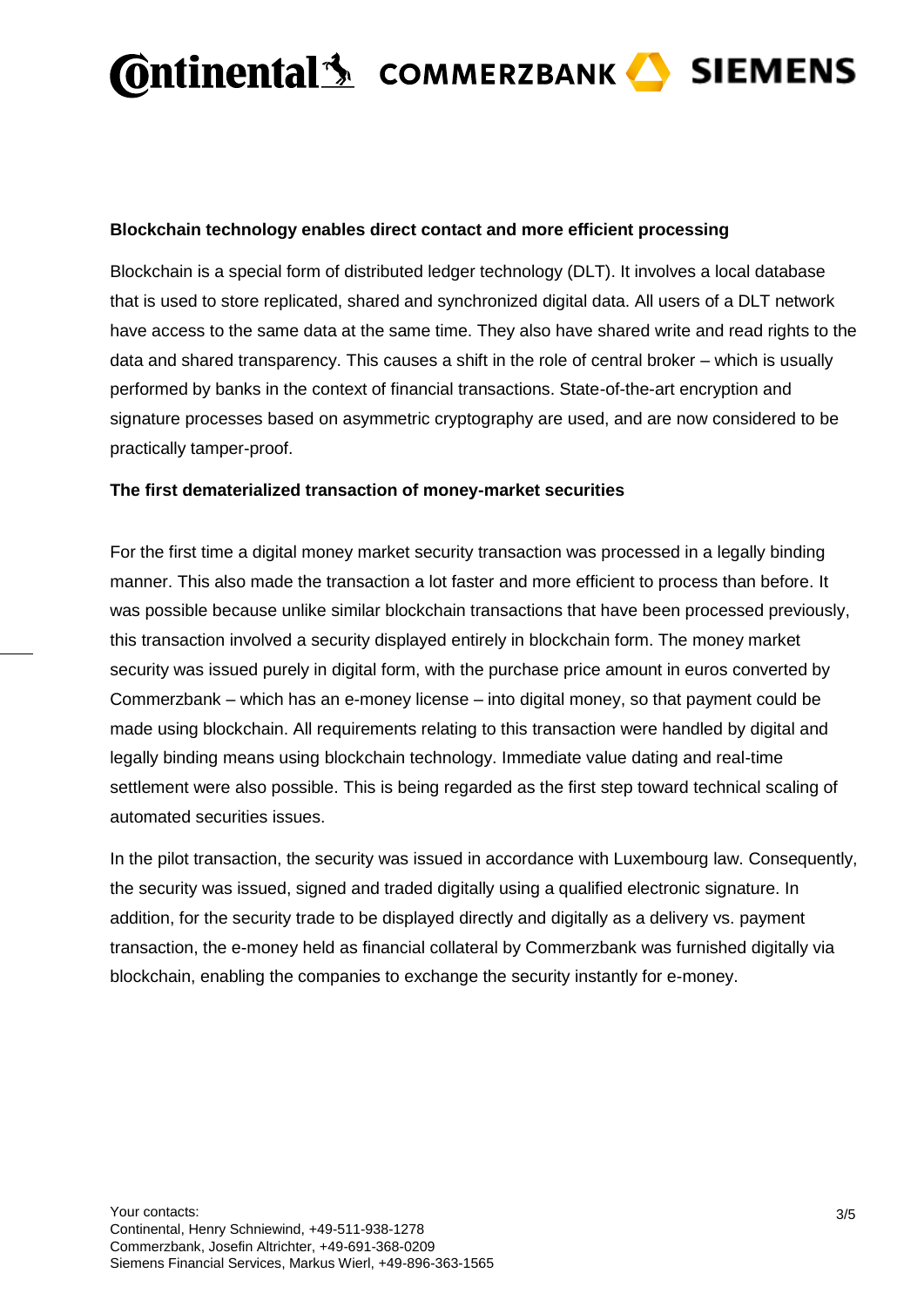**Blockchain technology enables direct contact and more efficient processing**

Blockchain is a special form of distributed ledger technology (DLT). It involves a local database that is used to store replicated, shared and synchronized digital data. All users of a DLT network have access to the same data at the same time. They also have shared write and read rights to the data and shared transparency. This causes a shift in the role of central broker – which is usually performed by banks in the context of financial transactions. State-of-the-art encryption and signature processes based on asymmetric cryptography are used, and are now considered to be practically tamper-proof.

**The first dematerialized transaction of money-market securities**

For the first time a digital money market security transaction was processed in a legally binding manner. This also made the transaction a lot faster and more efficient to process than before. It was possible because unlike similar blockchain transactions that have been processed previously, this transaction involved a security displayed entirely in blockchain form. The money market security was issued purely in digital form, with the purchase price amount in euros converted by Commerzbank – which has an e-money license – into digital money, so that payment could be made using blockchain. All requirements relating to this transaction were handled by digital and legally binding means using blockchain technology. Immediate value dating and real-time settlement were also possible. This is being regarded as the first step toward technical scaling of automated securities issues.

In the pilot transaction, the security was issued in accordance with Luxembourg law. Consequently, the security was issued, signed and traded digitally using a qualified electronic signature. In addition, for the security trade to be displayed directly and digitally as a delivery vs. payment transaction, the e-money held as financial collateral by Commerzbank was furnished digitally via blockchain, enabling the companies to exchange the security instantly for e-money.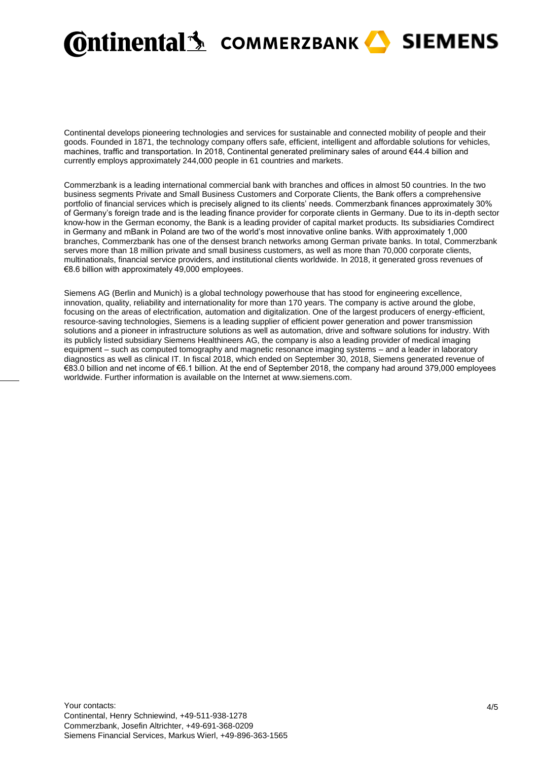Continental develops pioneering technologies and services for sustainable and connected mobility of people and their goods. Founded in 1871, the technology company offers safe, efficient, intelligent and affordable solutions for vehicles, machines, traffic and transportation. In 2018, Continental generated preliminary sales of around €44.4 billion and currently employs approximately 244,000 people in 61 countries and markets.

Commerzbank is a leading international commercial bank with branches and offices in almost 50 countries. In the two business segments Private and Small Business Customers and Corporate Clients, the Bank offers a comprehensive portfolio of financial services which is precisely aligned to its clients' needs. Commerzbank finances approximately 30% of Germany's foreign trade and is the leading finance provider for corporate clients in Germany. Due to its in-depth sector know-how in the German economy, the Bank is a leading provider of capital market products. Its subsidiaries Comdirect in Germany and mBank in Poland are two of the world's most innovative online banks. With approximately 1,000 branches, Commerzbank has one of the densest branch networks among German private banks. In total, Commerzbank serves more than 18 million private and small business customers, as well as more than 70,000 corporate clients, multinationals, financial service providers, and institutional clients worldwide. In 2018, it generated gross revenues of €8.6 billion with approximately 49,000 employees.

Siemens AG (Berlin and Munich) is a global technology powerhouse that has stood for engineering excellence, innovation, quality, reliability and internationality for more than 170 years. The company is active around the globe, focusing on the areas of electrification, automation and digitalization. One of the largest producers of energy-efficient, resource-saving technologies, Siemens is a leading supplier of efficient power generation and power transmission solutions and a pioneer in infrastructure solutions as well as automation, drive and software solutions for industry. With its publicly listed subsidiary Siemens Healthineers AG, the company is also a leading provider of medical imaging equipment – such as computed tomography and magnetic resonance imaging systems – and a leader in laboratory diagnostics as well as clinical IT. In fiscal 2018, which ended on September 30, 2018, Siemens generated revenue of €83.0 billion and net income of €6.1 billion. At the end of September 2018, the company had around 379,000 employees worldwide. Further information is available on the Internet at www.siemens.com.

Your contacts:
Continental, Henry Schniewind, +49-511-938-1278
Commerzbank, Josefin Altrichter, +49-691-368-0209
Siemens Financial Services, Markus Wierl, +49-896-363-1565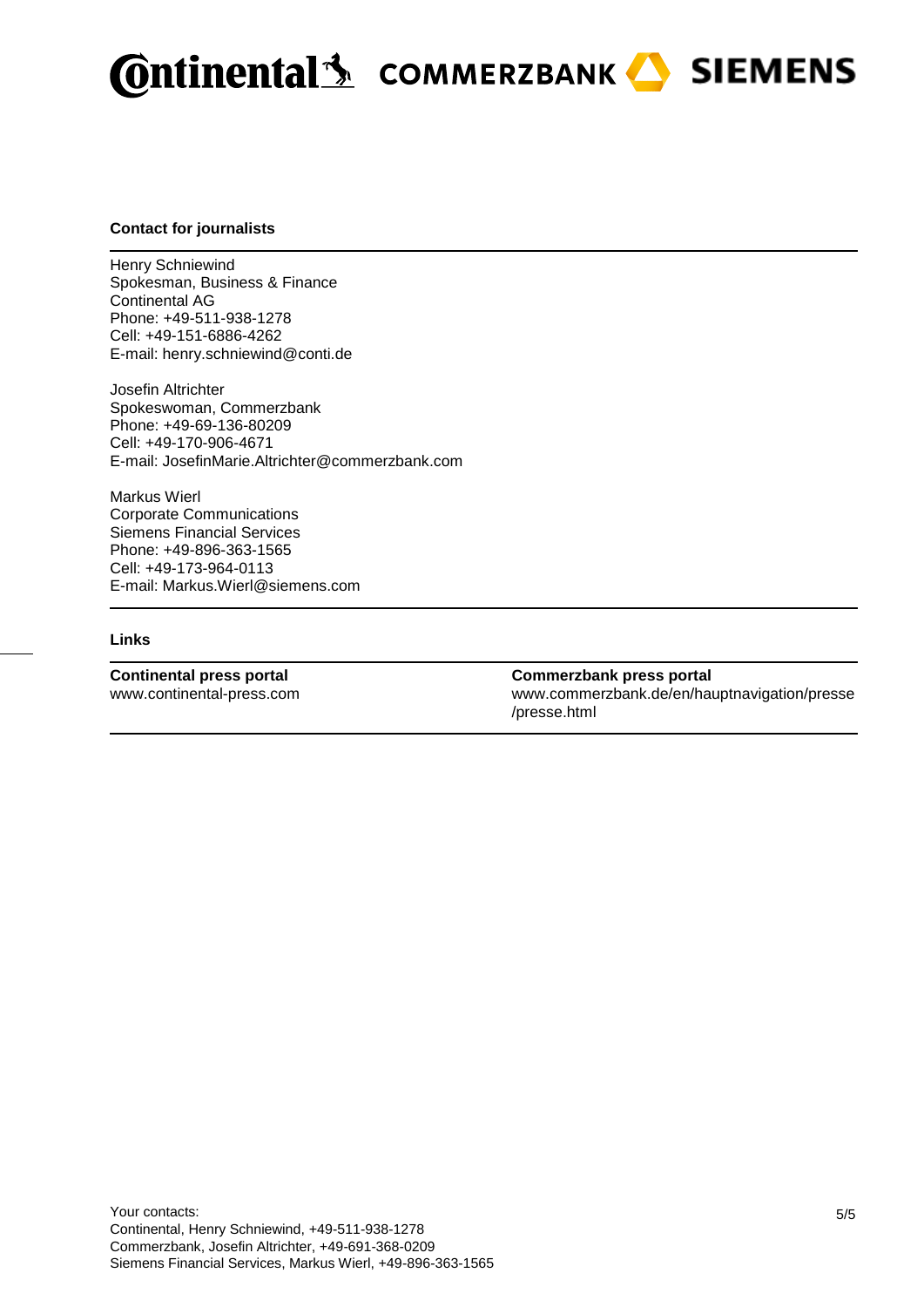**Contact for journalists**

Henry Schniewind
Spokesman, Business & Finance
Continental AG
Phone: +49-511-938-1278
Cell: +49-151-6886-4262
E-mail: henry.schniewind@conti.de

Josefin Altrichter
Spokeswoman, Commerzbank
Phone: +49-69-136-80209
Cell: +49-170-906-4671
E-mail: JosefinMarie.Altrichter@commerzbank.com

Markus Wierl
Corporate Communications
Siemens Financial Services
Phone: +49-896-363-1565
Cell: +49-173-964-0113
E-mail: Markus.Wierl@siemens.com

**Links**

**Continental press portal**
www.continental-press.com

**Commerzbank press portal**
www.commerzbank.de/en/hauptnavigation/presse/presse.html